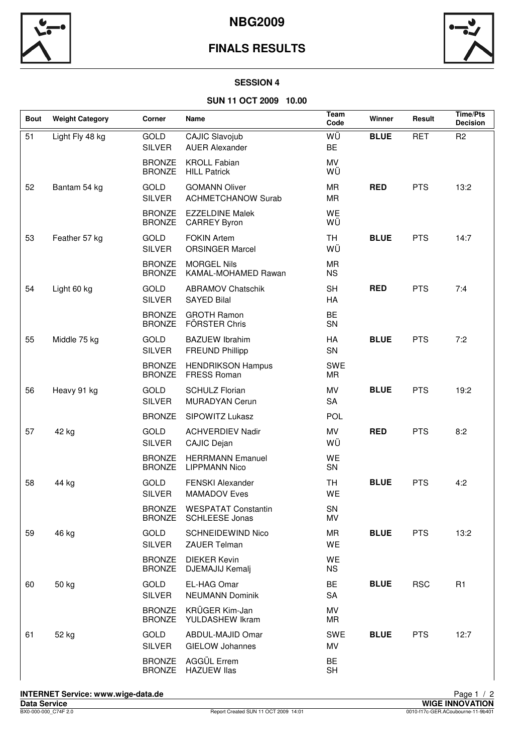# NBG2009

## FINALS RESULTS

### SESSION 4

### SUN 11 OCT 2009 10.00

| Bout | Weight Category | Corner | Name | Team Code | Winner | Result | Time/Pts Decision |
|---|---|---|---|---|---|---|---|
| 51 | Light Fly 48 kg | GOLD | CAJIC Slavojub | WÜ | **BLUE** | RET | R2 |
| | | SILVER | AUER Alexander | BE | | | |
| | | BRONZE | KROLL Fabian | MV | | | |
| | | BRONZE | HILL Patrick | WÜ | | | |
| 52 | Bantam 54 kg | GOLD | GOMANN Oliver | MR | **RED** | PTS | 13:2 |
| | | SILVER | ACHMETCHANOW Surab | MR | | | |
| | | BRONZE | EZZELDINE Malek | WE | | | |
| | | BRONZE | CARREY Byron | WÜ | | | |
| 53 | Feather 57 kg | GOLD | FOKIN Artem | TH | **BLUE** | PTS | 14:7 |
| | | SILVER | ORSINGER Marcel | WÜ | | | |
| | | BRONZE | MORGEL Nils | MR | | | |
| | | BRONZE | KAMAL-MOHAMED Rawan | NS | | | |
| 54 | Light 60 kg | GOLD | ABRAMOV Chatschik | SH | **RED** | PTS | 7:4 |
| | | SILVER | SAYED Bilal | HA | | | |
| | | BRONZE | GROTH Ramon | BE | | | |
| | | BRONZE | FÖRSTER Chris | SN | | | |
| 55 | Middle 75 kg | GOLD | BAZUEW Ibrahim | HA | **BLUE** | PTS | 7:2 |
| | | SILVER | FREUND Phillipp | SN | | | |
| | | BRONZE | HENDRIKSON Hampus | SWE | | | |
| | | BRONZE | FRESS Roman | MR | | | |
| 56 | Heavy 91 kg | GOLD | SCHULZ Florian | MV | **BLUE** | PTS | 19:2 |
| | | SILVER | MURADYAN Cerun | SA | | | |
| | | BRONZE | SIPOWITZ Lukasz | POL | | | |
| 57 | 42 kg | GOLD | ACHVERDIEV Nadir | MV | **RED** | PTS | 8:2 |
| | | SILVER | CAJIC Dejan | WÜ | | | |
| | | BRONZE | HERRMANN Emanuel | WE | | | |
| | | BRONZE | LIPPMANN Nico | SN | | | |
| 58 | 44 kg | GOLD | FENSKI Alexander | TH | **BLUE** | PTS | 4:2 |
| | | SILVER | MAMADOV Eves | WE | | | |
| | | BRONZE | WESPATAT Constantin | SN | | | |
| | | BRONZE | SCHLEESE Jonas | MV | | | |
| 59 | 46 kg | GOLD | SCHNEIDEWIND Nico | MR | **BLUE** | PTS | 13:2 |
| | | SILVER | ZAUER Telman | WE | | | |
| | | BRONZE | DIEKER Kevin | WE | | | |
| | | BRONZE | DJEMAJIJ Kemalj | NS | | | |
| 60 | 50 kg | GOLD | EL-HAG Omar | BE | **BLUE** | RSC | R1 |
| | | SILVER | NEUMANN Dominik | SA | | | |
| | | BRONZE | KRÜGER Kim-Jan | MV | | | |
| | | BRONZE | YULDASHEW Ikram | MR | | | |
| 61 | 52 kg | GOLD | ABDUL-MAJID Omar | SWE | **BLUE** | PTS | 12:7 |
| | | SILVER | GIELOW Johannes | MV | | | |
| | | BRONZE | AGGÜL Errem | BE | | | |
| | | BRONZE | HAZUEW Ilas | SH | | | |

**INTERNET Service: www.wige-data.de**

**Data Service** — **WIGE INNOVATION**

BX0-000-000_C74F 2.0 — Report Created SUN 11 OCT 2009 14:01 — 0010-f17c-GER.ACoubourne-11-9b401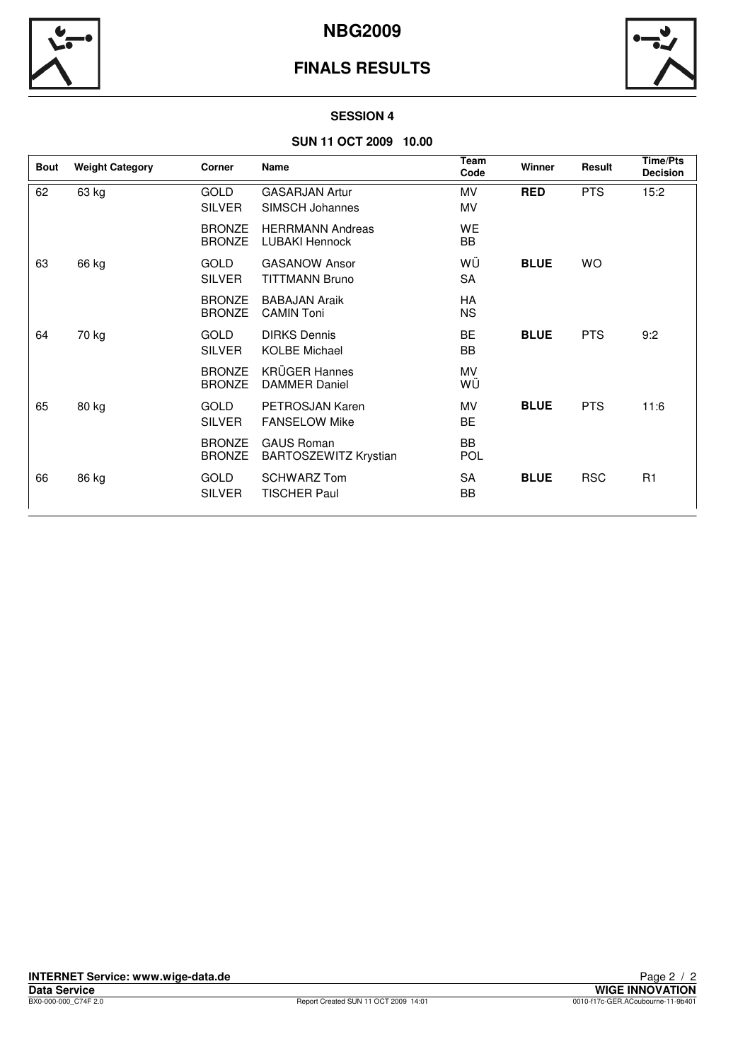# NBG2009

## FINALS RESULTS

### SESSION 4

### SUN 11 OCT 2009 10.00

| Bout | Weight Category | Corner | Name | Team Code | Winner | Result | Time/Pts Decision |
|---|---|---|---|---|---|---|---|
| 62 | 63 kg | GOLD | GASARJAN Artur | MV | **RED** | PTS | 15:2 |
| | | SILVER | SIMSCH Johannes | MV | | | |
| | | BRONZE | HERRMANN Andreas | WE | | | |
| | | BRONZE | LUBAKI Hennock | BB | | | |
| 63 | 66 kg | GOLD | GASANOW Ansor | WÜ | **BLUE** | WO | |
| | | SILVER | TITTMANN Bruno | SA | | | |
| | | BRONZE | BABAJAN Araik | HA | | | |
| | | BRONZE | CAMIN Toni | NS | | | |
| 64 | 70 kg | GOLD | DIRKS Dennis | BE | **BLUE** | PTS | 9:2 |
| | | SILVER | KOLBE Michael | BB | | | |
| | | BRONZE | KRÜGER Hannes | MV | | | |
| | | BRONZE | DAMMER Daniel | WÜ | | | |
| 65 | 80 kg | GOLD | PETROSJAN Karen | MV | **BLUE** | PTS | 11:6 |
| | | SILVER | FANSELOW Mike | BE | | | |
| | | BRONZE | GAUS Roman | BB | | | |
| | | BRONZE | BARTOSZEWITZ Krystian | POL | | | |
| 66 | 86 kg | GOLD | SCHWARZ Tom | SA | **BLUE** | RSC | R1 |
| | | SILVER | TISCHER Paul | BB | | | |

**INTERNET Service: www.wige-data.de**

**Data Service**

BX0-000-000_C74F 2.0

Report Created SUN 11 OCT 2009 14:01

**WIGE INNOVATION**

0010-f17c-GER.ACoubourne-11-9b401